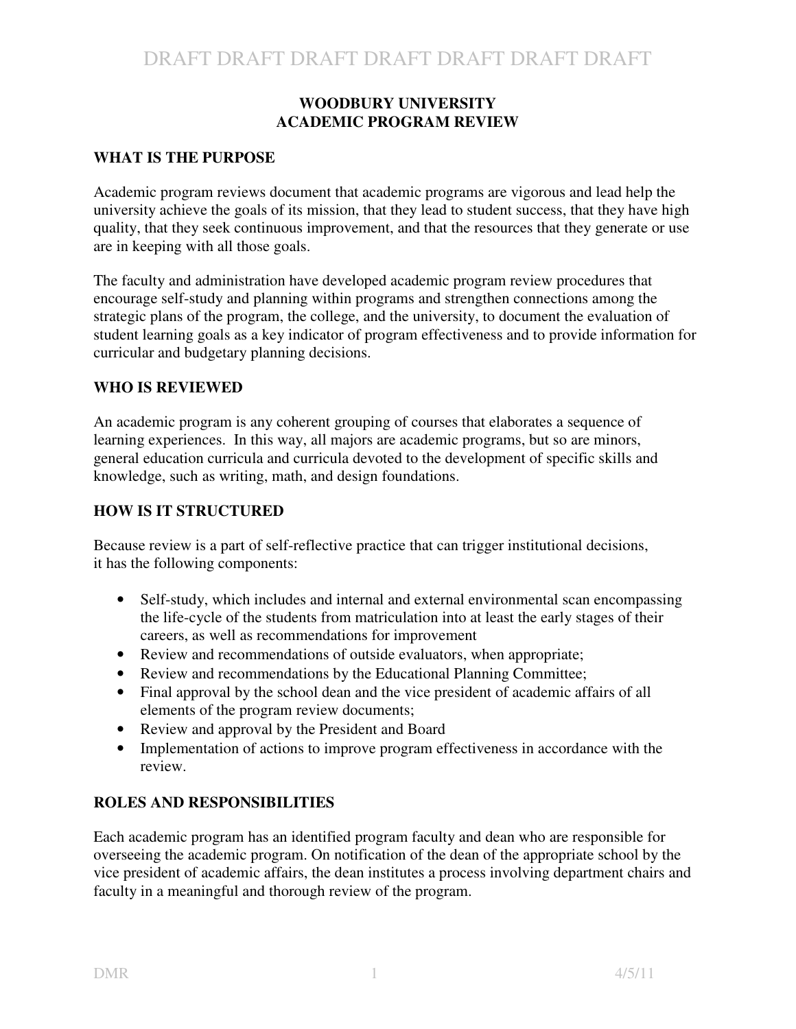**WOODBURY UNIVERSITY**
**ACADEMIC PROGRAM REVIEW**

## WHAT IS THE PURPOSE

Academic program reviews document that academic programs are vigorous and lead help the university achieve the goals of its mission, that they lead to student success, that they have high quality, that they seek continuous improvement, and that the resources that they generate or use are in keeping with all those goals.

The faculty and administration have developed academic program review procedures that encourage self-study and planning within programs and strengthen connections among the strategic plans of the program, the college, and the university, to document the evaluation of student learning goals as a key indicator of program effectiveness and to provide information for curricular and budgetary planning decisions.

## WHO IS REVIEWED

An academic program is any coherent grouping of courses that elaborates a sequence of learning experiences. In this way, all majors are academic programs, but so are minors, general education curricula and curricula devoted to the development of specific skills and knowledge, such as writing, math, and design foundations.

## HOW IS IT STRUCTURED

Because review is a part of self-reflective practice that can trigger institutional decisions, it has the following components:

- Self-study, which includes and internal and external environmental scan encompassing the life-cycle of the students from matriculation into at least the early stages of their careers, as well as recommendations for improvement
- Review and recommendations of outside evaluators, when appropriate;
- Review and recommendations by the Educational Planning Committee;
- Final approval by the school dean and the vice president of academic affairs of all elements of the program review documents;
- Review and approval by the President and Board
- Implementation of actions to improve program effectiveness in accordance with the review.

## ROLES AND RESPONSIBILITIES

Each academic program has an identified program faculty and dean who are responsible for overseeing the academic program. On notification of the dean of the appropriate school by the vice president of academic affairs, the dean institutes a process involving department chairs and faculty in a meaningful and thorough review of the program.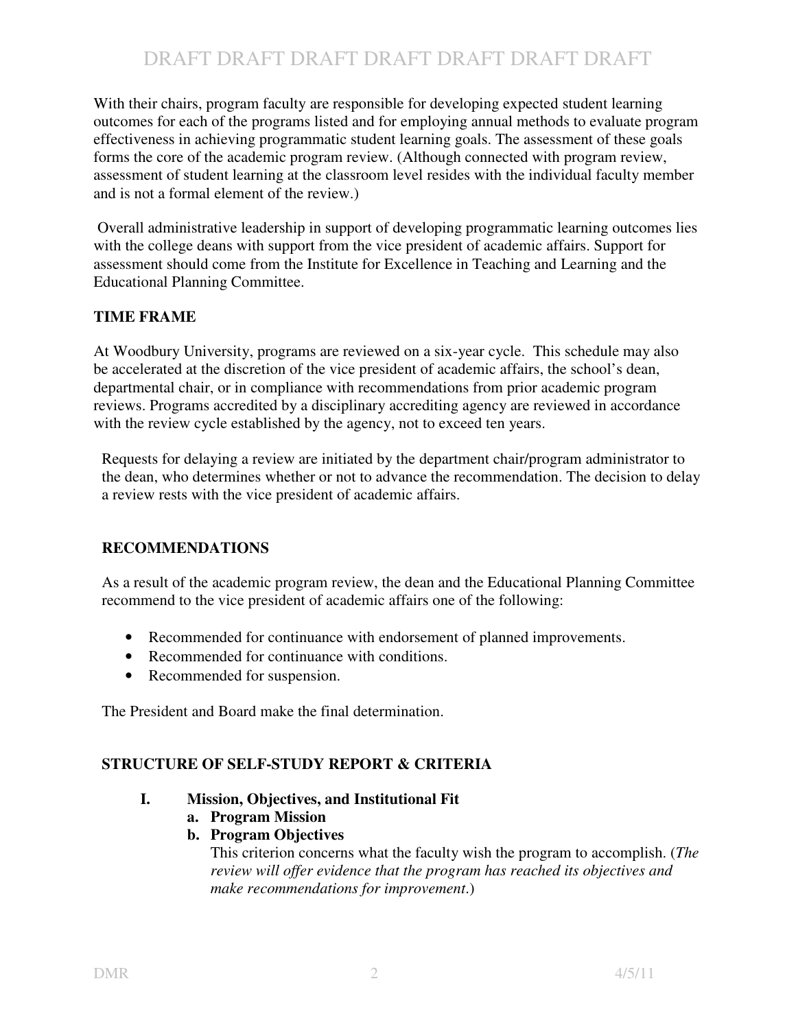With their chairs, program faculty are responsible for developing expected student learning outcomes for each of the programs listed and for employing annual methods to evaluate program effectiveness in achieving programmatic student learning goals. The assessment of these goals forms the core of the academic program review. (Although connected with program review, assessment of student learning at the classroom level resides with the individual faculty member and is not a formal element of the review.)

Overall administrative leadership in support of developing programmatic learning outcomes lies with the college deans with support from the vice president of academic affairs. Support for assessment should come from the Institute for Excellence in Teaching and Learning and the Educational Planning Committee.

**TIME FRAME**

At Woodbury University, programs are reviewed on a six-year cycle. This schedule may also be accelerated at the discretion of the vice president of academic affairs, the school's dean, departmental chair, or in compliance with recommendations from prior academic program reviews. Programs accredited by a disciplinary accrediting agency are reviewed in accordance with the review cycle established by the agency, not to exceed ten years.

Requests for delaying a review are initiated by the department chair/program administrator to the dean, who determines whether or not to advance the recommendation. The decision to delay a review rests with the vice president of academic affairs.

**RECOMMENDATIONS**

As a result of the academic program review, the dean and the Educational Planning Committee recommend to the vice president of academic affairs one of the following:

- Recommended for continuance with endorsement of planned improvements.
- Recommended for continuance with conditions.
- Recommended for suspension.

The President and Board make the final determination.

**STRUCTURE OF SELF-STUDY REPORT & CRITERIA**

**I. Mission, Objectives, and Institutional Fit**

**a. Program Mission**

**b. Program Objectives**

This criterion concerns what the faculty wish the program to accomplish. (*The review will offer evidence that the program has reached its objectives and make recommendations for improvement*.)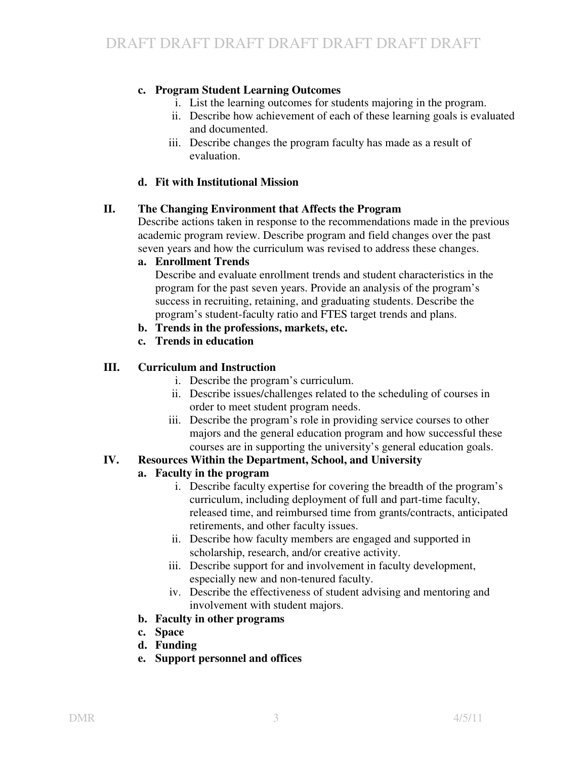**c. Program Student Learning Outcomes**

i. List the learning outcomes for students majoring in the program.

ii. Describe how achievement of each of these learning goals is evaluated and documented.

iii. Describe changes the program faculty has made as a result of evaluation.

**d. Fit with Institutional Mission**

## II. The Changing Environment that Affects the Program

Describe actions taken in response to the recommendations made in the previous academic program review. Describe program and field changes over the past seven years and how the curriculum was revised to address these changes.

**a. Enrollment Trends**

Describe and evaluate enrollment trends and student characteristics in the program for the past seven years. Provide an analysis of the program's success in recruiting, retaining, and graduating students. Describe the program's student-faculty ratio and FTES target trends and plans.

**b. Trends in the professions, markets, etc.**

**c. Trends in education**

## III. Curriculum and Instruction

i. Describe the program's curriculum.

ii. Describe issues/challenges related to the scheduling of courses in order to meet student program needs.

iii. Describe the program's role in providing service courses to other majors and the general education program and how successful these courses are in supporting the university's general education goals.

## IV. Resources Within the Department, School, and University

**a. Faculty in the program**

i. Describe faculty expertise for covering the breadth of the program's curriculum, including deployment of full and part-time faculty, released time, and reimbursed time from grants/contracts, anticipated retirements, and other faculty issues.

ii. Describe how faculty members are engaged and supported in scholarship, research, and/or creative activity.

iii. Describe support for and involvement in faculty development, especially new and non-tenured faculty.

iv. Describe the effectiveness of student advising and mentoring and involvement with student majors.

**b. Faculty in other programs**

**c. Space**

**d. Funding**

**e. Support personnel and offices**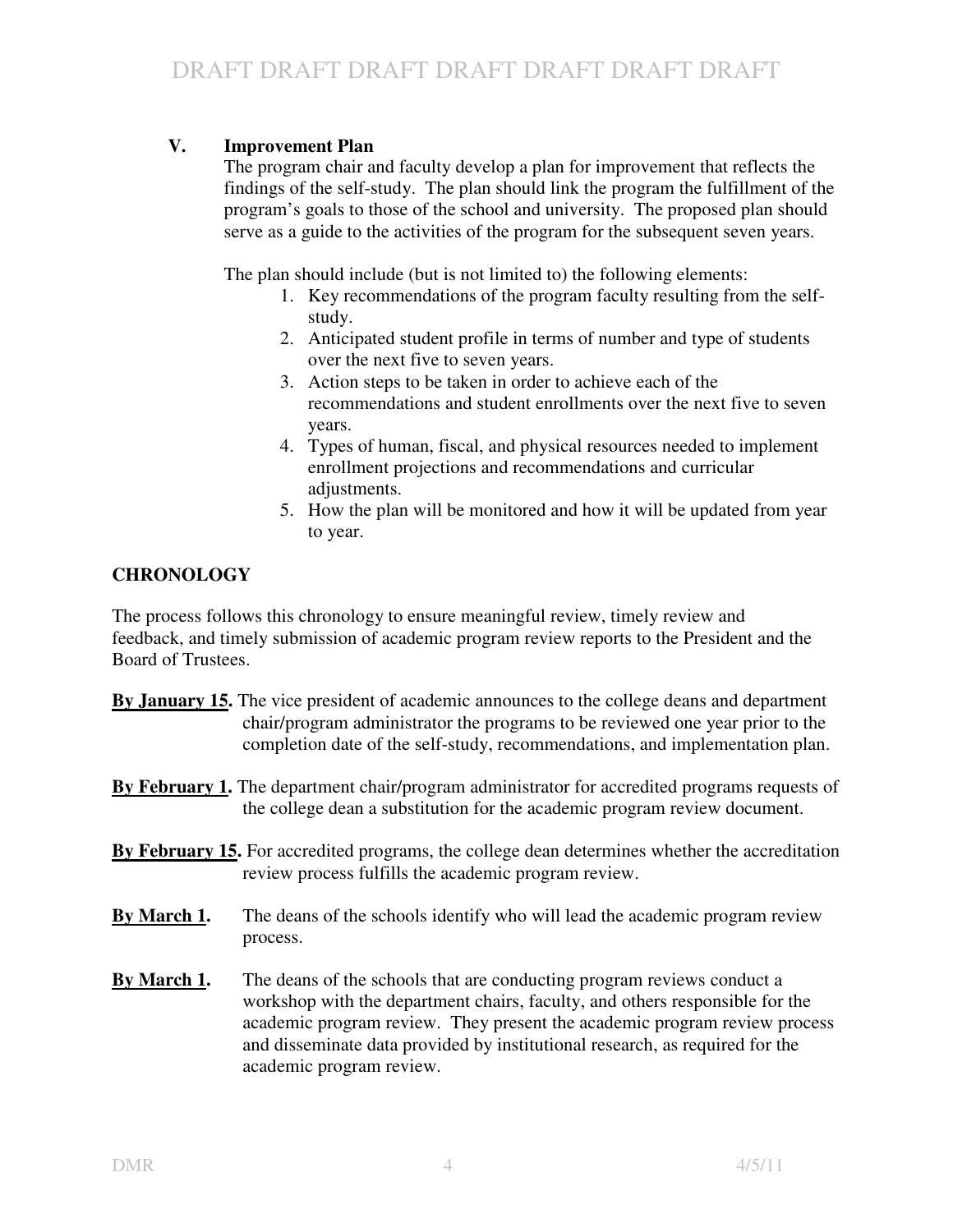### V. Improvement Plan

The program chair and faculty develop a plan for improvement that reflects the findings of the self-study. The plan should link the program the fulfillment of the program's goals to those of the school and university. The proposed plan should serve as a guide to the activities of the program for the subsequent seven years.

The plan should include (but is not limited to) the following elements:

1. Key recommendations of the program faculty resulting from the self-study.
2. Anticipated student profile in terms of number and type of students over the next five to seven years.
3. Action steps to be taken in order to achieve each of the recommendations and student enrollments over the next five to seven years.
4. Types of human, fiscal, and physical resources needed to implement enrollment projections and recommendations and curricular adjustments.
5. How the plan will be monitored and how it will be updated from year to year.

## CHRONOLOGY

The process follows this chronology to ensure meaningful review, timely review and feedback, and timely submission of academic program review reports to the President and the Board of Trustees.

**By January 15.** The vice president of academic announces to the college deans and department chair/program administrator the programs to be reviewed one year prior to the completion date of the self-study, recommendations, and implementation plan.

**By February 1.** The department chair/program administrator for accredited programs requests of the college dean a substitution for the academic program review document.

**By February 15.** For accredited programs, the college dean determines whether the accreditation review process fulfills the academic program review.

**By March 1.** The deans of the schools identify who will lead the academic program review process.

**By March 1.** The deans of the schools that are conducting program reviews conduct a workshop with the department chairs, faculty, and others responsible for the academic program review. They present the academic program review process and disseminate data provided by institutional research, as required for the academic program review.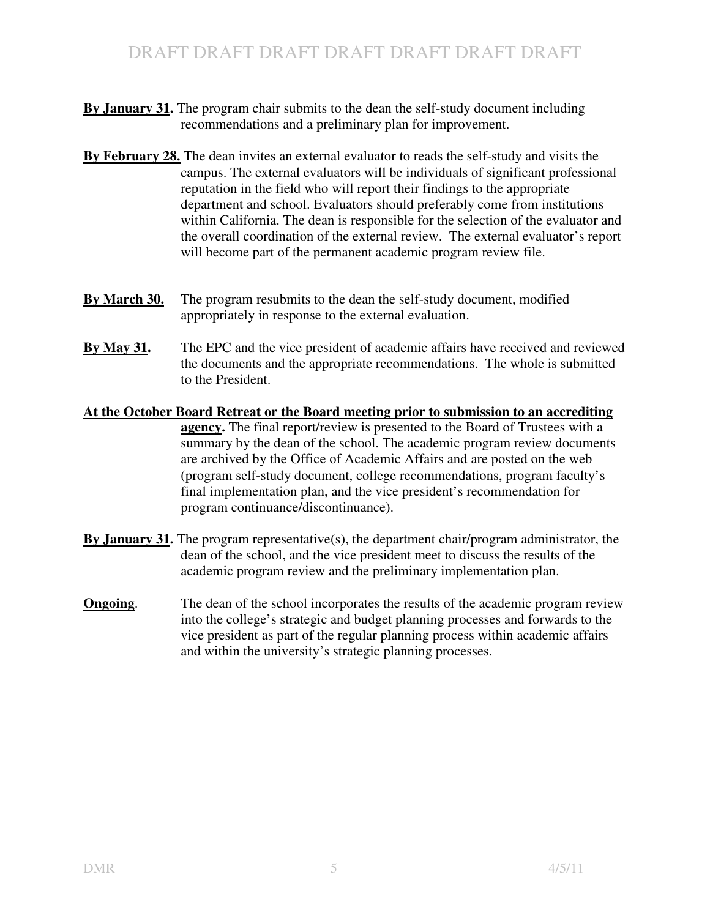**By January 31.** The program chair submits to the dean the self-study document including recommendations and a preliminary plan for improvement.

**By February 28.** The dean invites an external evaluator to reads the self-study and visits the campus. The external evaluators will be individuals of significant professional reputation in the field who will report their findings to the appropriate department and school. Evaluators should preferably come from institutions within California. The dean is responsible for the selection of the evaluator and the overall coordination of the external review. The external evaluator's report will become part of the permanent academic program review file.

**By March 30.** The program resubmits to the dean the self-study document, modified appropriately in response to the external evaluation.

**By May 31.** The EPC and the vice president of academic affairs have received and reviewed the documents and the appropriate recommendations. The whole is submitted to the President.

**At the October Board Retreat or the Board meeting prior to submission to an accrediting agency.** The final report/review is presented to the Board of Trustees with a summary by the dean of the school. The academic program review documents are archived by the Office of Academic Affairs and are posted on the web (program self-study document, college recommendations, program faculty's final implementation plan, and the vice president's recommendation for program continuance/discontinuance).

**By January 31.** The program representative(s), the department chair/program administrator, the dean of the school, and the vice president meet to discuss the results of the academic program review and the preliminary implementation plan.

**Ongoing.** The dean of the school incorporates the results of the academic program review into the college's strategic and budget planning processes and forwards to the vice president as part of the regular planning process within academic affairs and within the university's strategic planning processes.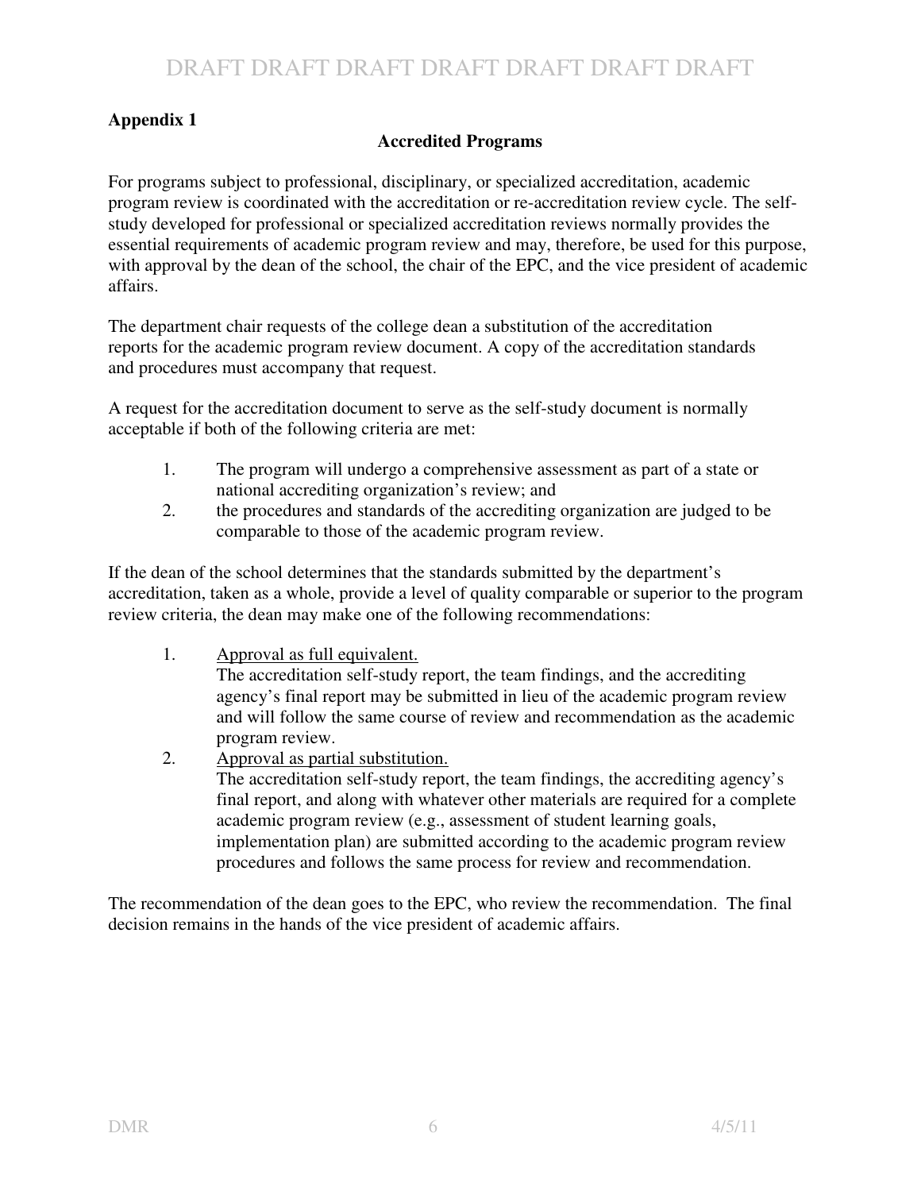**Appendix 1**

**Accredited Programs**

For programs subject to professional, disciplinary, or specialized accreditation, academic program review is coordinated with the accreditation or re-accreditation review cycle. The self-study developed for professional or specialized accreditation reviews normally provides the essential requirements of academic program review and may, therefore, be used for this purpose, with approval by the dean of the school, the chair of the EPC, and the vice president of academic affairs.

The department chair requests of the college dean a substitution of the accreditation reports for the academic program review document. A copy of the accreditation standards and procedures must accompany that request.

A request for the accreditation document to serve as the self-study document is normally acceptable if both of the following criteria are met:

1. The program will undergo a comprehensive assessment as part of a state or national accrediting organization's review; and
2. the procedures and standards of the accrediting organization are judged to be comparable to those of the academic program review.

If the dean of the school determines that the standards submitted by the department's accreditation, taken as a whole, provide a level of quality comparable or superior to the program review criteria, the dean may make one of the following recommendations:

1. <u>Approval as full equivalent.</u>
   The accreditation self-study report, the team findings, and the accrediting agency's final report may be submitted in lieu of the academic program review and will follow the same course of review and recommendation as the academic program review.
2. <u>Approval as partial substitution.</u>
   The accreditation self-study report, the team findings, the accrediting agency's final report, and along with whatever other materials are required for a complete academic program review (e.g., assessment of student learning goals, implementation plan) are submitted according to the academic program review procedures and follows the same process for review and recommendation.

The recommendation of the dean goes to the EPC, who review the recommendation. The final decision remains in the hands of the vice president of academic affairs.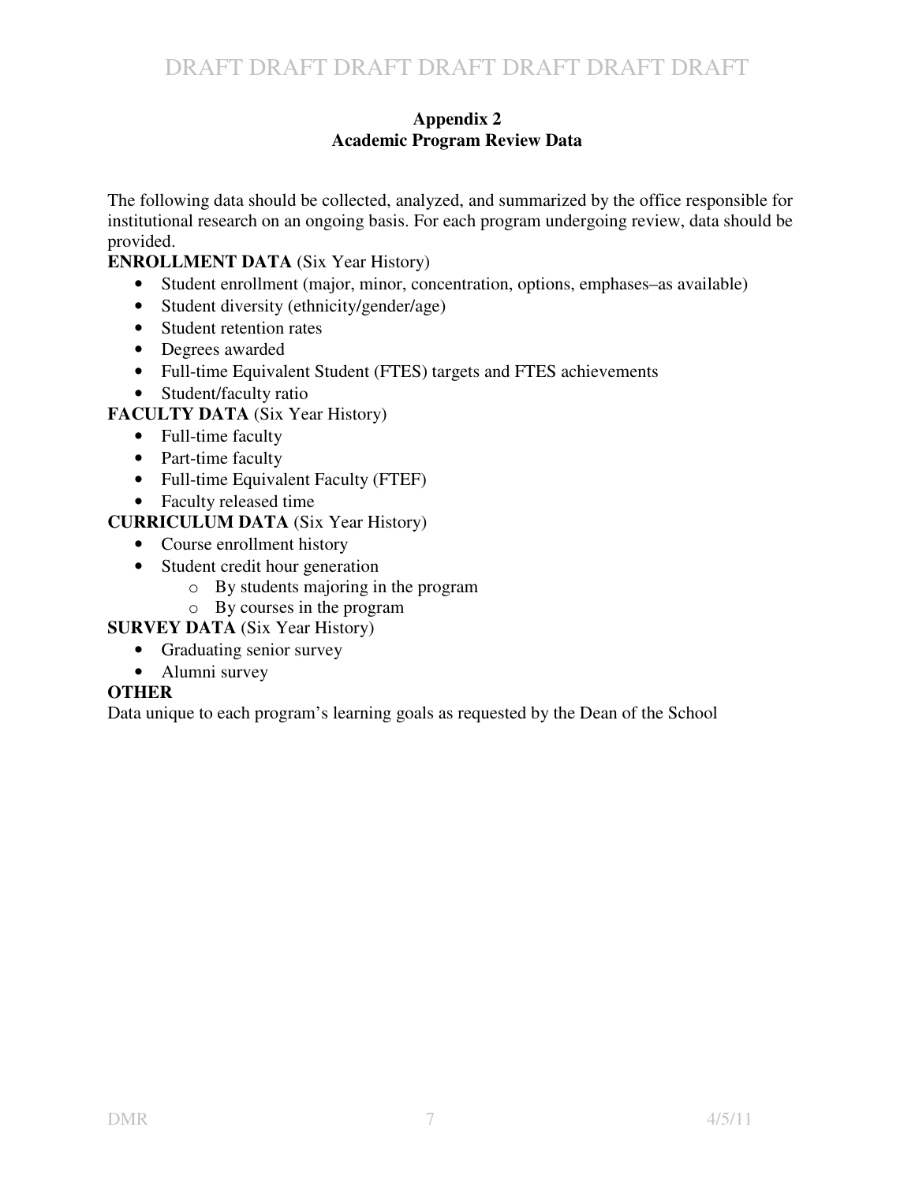## Appendix 2
## Academic Program Review Data

The following data should be collected, analyzed, and summarized by the office responsible for institutional research on an ongoing basis. For each program undergoing review, data should be provided.

**ENROLLMENT DATA** (Six Year History)

- Student enrollment (major, minor, concentration, options, emphases–as available)
- Student diversity (ethnicity/gender/age)
- Student retention rates
- Degrees awarded
- Full-time Equivalent Student (FTES) targets and FTES achievements
- Student/faculty ratio

**FACULTY DATA** (Six Year History)

- Full-time faculty
- Part-time faculty
- Full-time Equivalent Faculty (FTEF)
- Faculty released time

**CURRICULUM DATA** (Six Year History)

- Course enrollment history
- Student credit hour generation
  - By students majoring in the program
  - By courses in the program

**SURVEY DATA** (Six Year History)

- Graduating senior survey
- Alumni survey

**OTHER**

Data unique to each program's learning goals as requested by the Dean of the School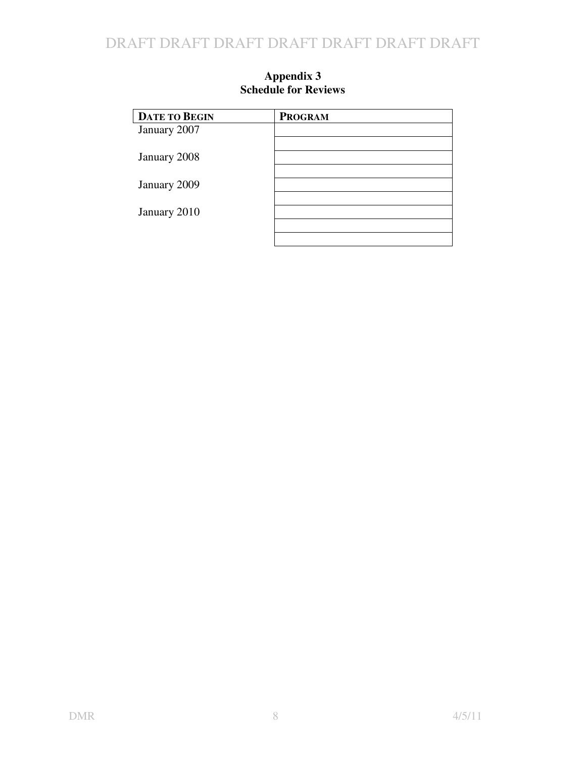**Appendix 3**
**Schedule for Reviews**

| DATE TO BEGIN | PROGRAM |
|---|---|
| January 2007 | |
| | |
| January 2008 | |
| | |
| January 2009 | |
| | |
| January 2010 | |
| | |
| | |